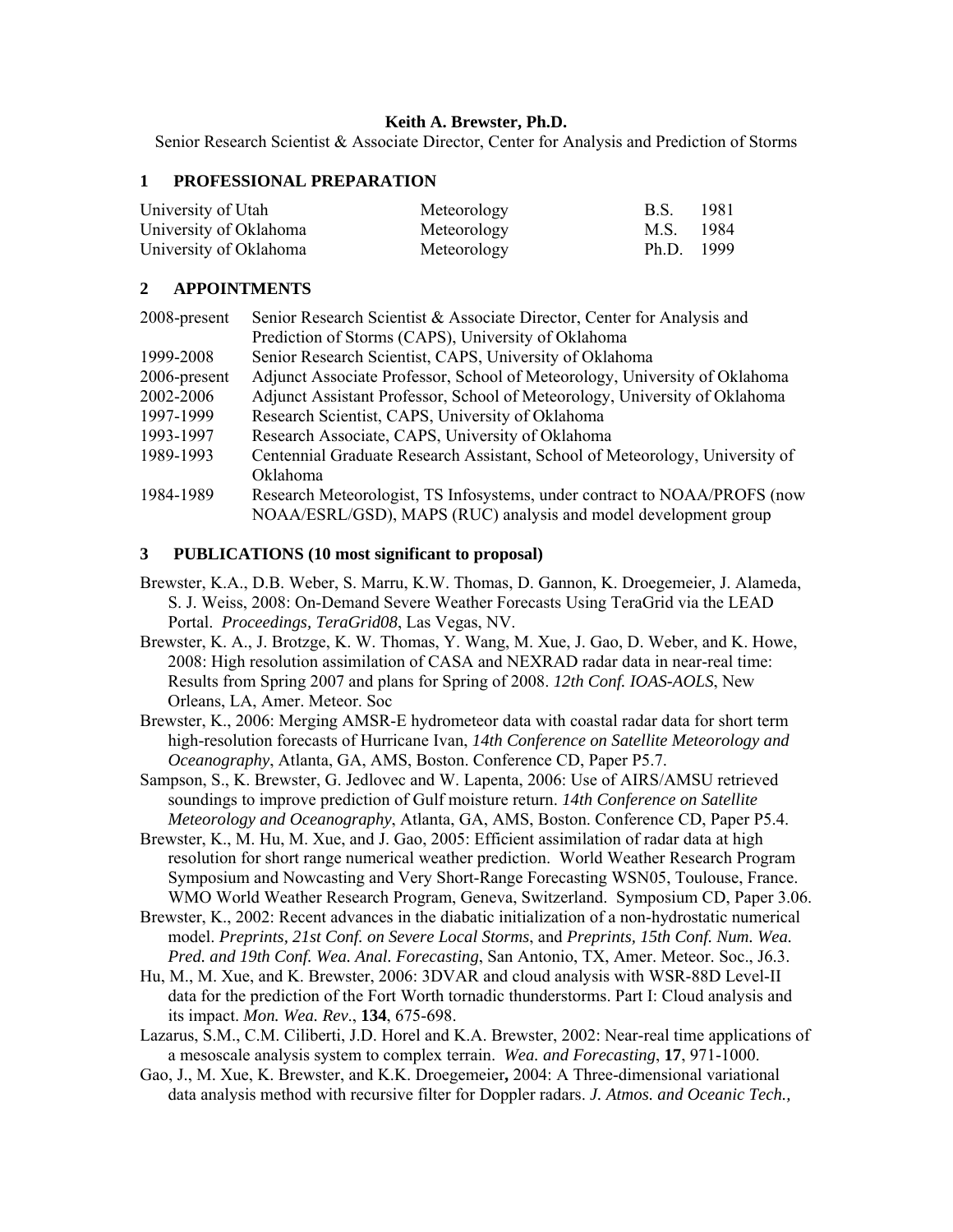**Keith A. Brewster, Ph.D.**

Senior Research Scientist & Associate Director, Center for Analysis and Prediction of Storms

## 1 PROFESSIONAL PREPARATION

| | | | |
|---|---|---|---|
| University of Utah | Meteorology | B.S. | 1981 |
| University of Oklahoma | Meteorology | M.S. | 1984 |
| University of Oklahoma | Meteorology | Ph.D. | 1999 |

## 2 APPOINTMENTS

| | |
|---|---|
| 2008-present | Senior Research Scientist & Associate Director, Center for Analysis and Prediction of Storms (CAPS), University of Oklahoma |
| 1999-2008 | Senior Research Scientist, CAPS, University of Oklahoma |
| 2006-present | Adjunct Associate Professor, School of Meteorology, University of Oklahoma |
| 2002-2006 | Adjunct Assistant Professor, School of Meteorology, University of Oklahoma |
| 1997-1999 | Research Scientist, CAPS, University of Oklahoma |
| 1993-1997 | Research Associate, CAPS, University of Oklahoma |
| 1989-1993 | Centennial Graduate Research Assistant, School of Meteorology, University of Oklahoma |
| 1984-1989 | Research Meteorologist, TS Infosystems, under contract to NOAA/PROFS (now NOAA/ESRL/GSD), MAPS (RUC) analysis and model development group |

## 3 PUBLICATIONS (10 most significant to proposal)

Brewster, K.A., D.B. Weber, S. Marru, K.W. Thomas, D. Gannon, K. Droegemeier, J. Alameda, S. J. Weiss, 2008: On-Demand Severe Weather Forecasts Using TeraGrid via the LEAD Portal. *Proceedings, TeraGrid08*, Las Vegas, NV.

Brewster, K. A., J. Brotzge, K. W. Thomas, Y. Wang, M. Xue, J. Gao, D. Weber, and K. Howe, 2008: High resolution assimilation of CASA and NEXRAD radar data in near-real time: Results from Spring 2007 and plans for Spring of 2008. *12th Conf. IOAS-AOLS*, New Orleans, LA, Amer. Meteor. Soc

Brewster, K., 2006: Merging AMSR-E hydrometeor data with coastal radar data for short term high-resolution forecasts of Hurricane Ivan, *14th Conference on Satellite Meteorology and Oceanography*, Atlanta, GA, AMS, Boston. Conference CD, Paper P5.7.

Sampson, S., K. Brewster, G. Jedlovec and W. Lapenta, 2006: Use of AIRS/AMSU retrieved soundings to improve prediction of Gulf moisture return. *14th Conference on Satellite Meteorology and Oceanography*, Atlanta, GA, AMS, Boston. Conference CD, Paper P5.4.

Brewster, K., M. Hu, M. Xue, and J. Gao, 2005: Efficient assimilation of radar data at high resolution for short range numerical weather prediction. World Weather Research Program Symposium and Nowcasting and Very Short-Range Forecasting WSN05, Toulouse, France. WMO World Weather Research Program, Geneva, Switzerland. Symposium CD, Paper 3.06.

Brewster, K., 2002: Recent advances in the diabatic initialization of a non-hydrostatic numerical model. *Preprints, 21st Conf. on Severe Local Storms*, and *Preprints, 15th Conf. Num. Wea. Pred. and 19th Conf. Wea. Anal. Forecasting*, San Antonio, TX, Amer. Meteor. Soc., J6.3.

Hu, M., M. Xue, and K. Brewster, 2006: 3DVAR and cloud analysis with WSR-88D Level-II data for the prediction of the Fort Worth tornadic thunderstorms. Part I: Cloud analysis and its impact. *Mon. Wea. Rev.*, **134**, 675-698.

Lazarus, S.M., C.M. Ciliberti, J.D. Horel and K.A. Brewster, 2002: Near-real time applications of a mesoscale analysis system to complex terrain. *Wea. and Forecasting*, **17**, 971-1000.

Gao, J., M. Xue, K. Brewster, and K.K. Droegemeier**,** 2004: A Three-dimensional variational data analysis method with recursive filter for Doppler radars. *J. Atmos. and Oceanic Tech.,*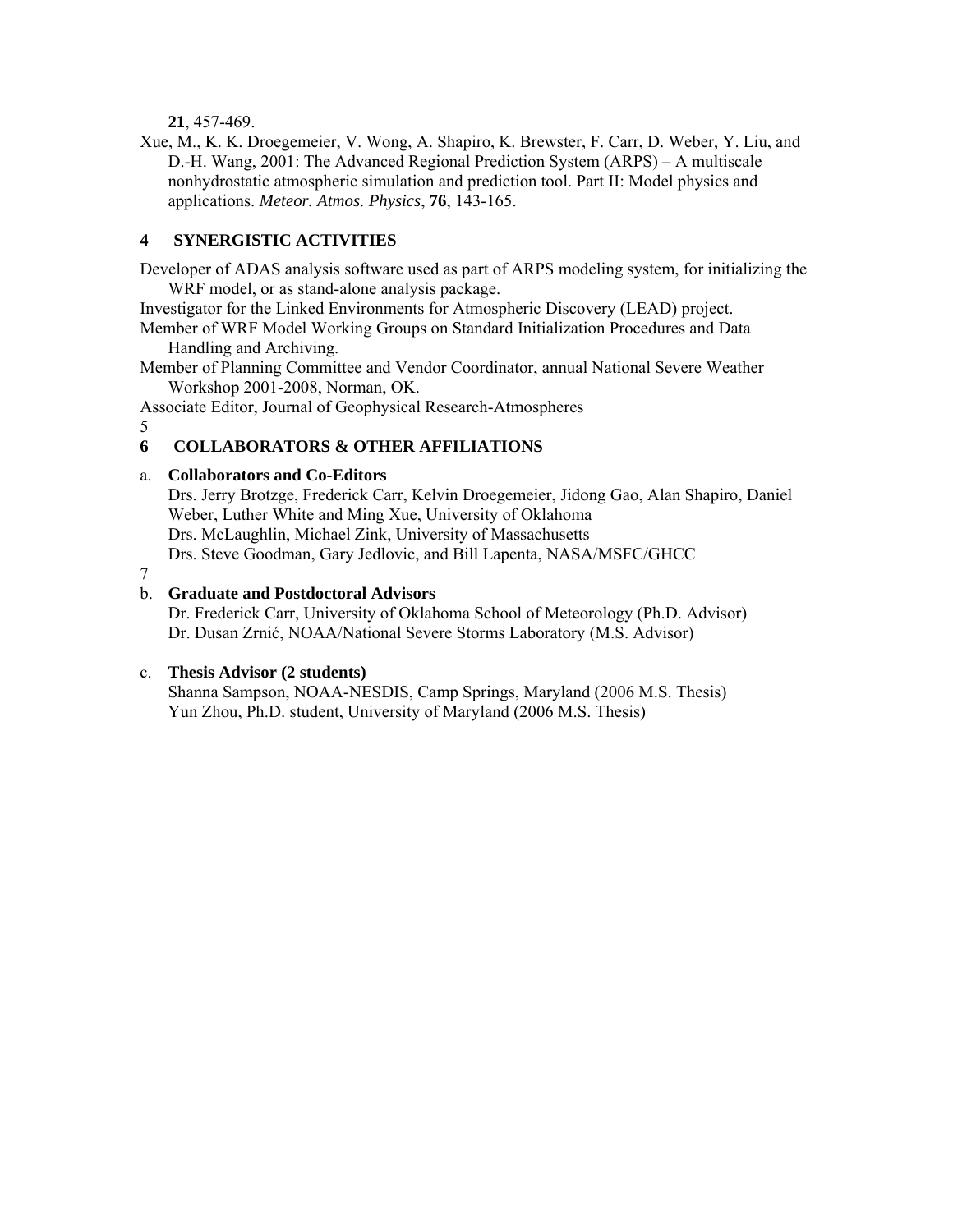**21**, 457-469.

Xue, M., K. K. Droegemeier, V. Wong, A. Shapiro, K. Brewster, F. Carr, D. Weber, Y. Liu, and D.-H. Wang, 2001: The Advanced Regional Prediction System (ARPS) – A multiscale nonhydrostatic atmospheric simulation and prediction tool. Part II: Model physics and applications. *Meteor. Atmos. Physics*, **76**, 143-165.

## 4 SYNERGISTIC ACTIVITIES

Developer of ADAS analysis software used as part of ARPS modeling system, for initializing the WRF model, or as stand-alone analysis package.

Investigator for the Linked Environments for Atmospheric Discovery (LEAD) project.

Member of WRF Model Working Groups on Standard Initialization Procedures and Data Handling and Archiving.

Member of Planning Committee and Vendor Coordinator, annual National Severe Weather Workshop 2001-2008, Norman, OK.

Associate Editor, Journal of Geophysical Research-Atmospheres

5

## 6 COLLABORATORS & OTHER AFFILIATIONS

a. **Collaborators and Co-Editors**

Drs. Jerry Brotzge, Frederick Carr, Kelvin Droegemeier, Jidong Gao, Alan Shapiro, Daniel Weber, Luther White and Ming Xue, University of Oklahoma
Drs. McLaughlin, Michael Zink, University of Massachusetts
Drs. Steve Goodman, Gary Jedlovic, and Bill Lapenta, NASA/MSFC/GHCC

7

b. **Graduate and Postdoctoral Advisors**

Dr. Frederick Carr, University of Oklahoma School of Meteorology (Ph.D. Advisor)
Dr. Dusan Zrnić, NOAA/National Severe Storms Laboratory (M.S. Advisor)

c. **Thesis Advisor (2 students)**

Shanna Sampson, NOAA-NESDIS, Camp Springs, Maryland (2006 M.S. Thesis)
Yun Zhou, Ph.D. student, University of Maryland (2006 M.S. Thesis)